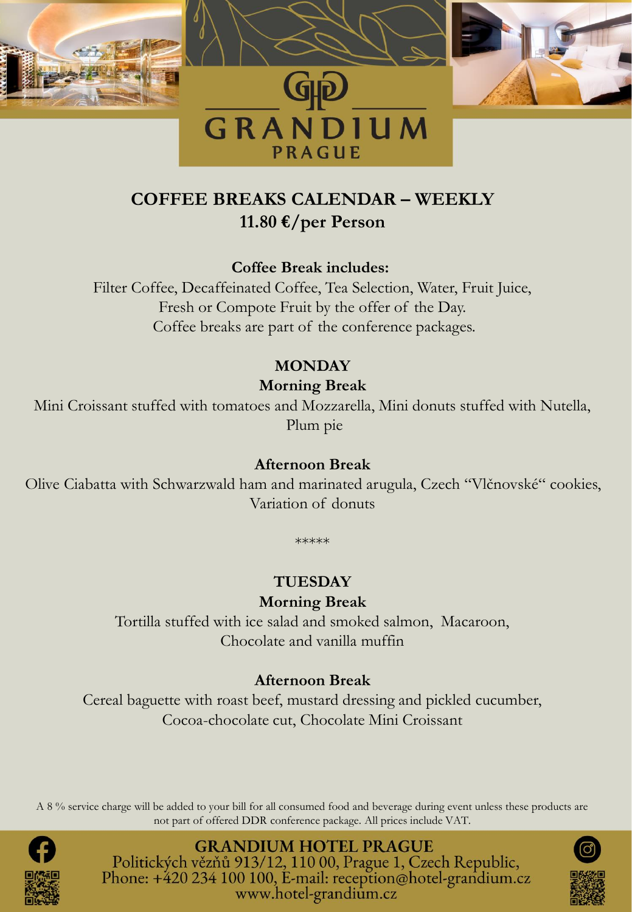# GRANDIUM PRAGUE

## COFFEE BREAKS CALENDAR – WEEKLY
## 11.80 €/per Person

**Coffee Break includes:**

Filter Coffee, Decaffeinated Coffee, Tea Selection, Water, Fruit Juice, Fresh or Compote Fruit by the offer of the Day.
Coffee breaks are part of the conference packages.

### MONDAY

**Morning Break**

Mini Croissant stuffed with tomatoes and Mozzarella, Mini donuts stuffed with Nutella, Plum pie

**Afternoon Break**

Olive Ciabatta with Schwarzwald ham and marinated arugula, Czech "Vlčnovské" cookies, Variation of donuts

*****

### TUESDAY

**Morning Break**

Tortilla stuffed with ice salad and smoked salmon, Macaroon, Chocolate and vanilla muffin

**Afternoon Break**

Cereal baguette with roast beef, mustard dressing and pickled cucumber, Cocoa-chocolate cut, Chocolate Mini Croissant

A 8 % service charge will be added to your bill for all consumed food and beverage during event unless these products are not part of offered DDR conference package. All prices include VAT.

**GRANDIUM HOTEL PRAGUE**
Politických vězňů 913/12, 110 00, Prague 1, Czech Republic,
Phone: +420 234 100 100, E-mail: reception@hotel-grandium.cz
www.hotel-grandium.cz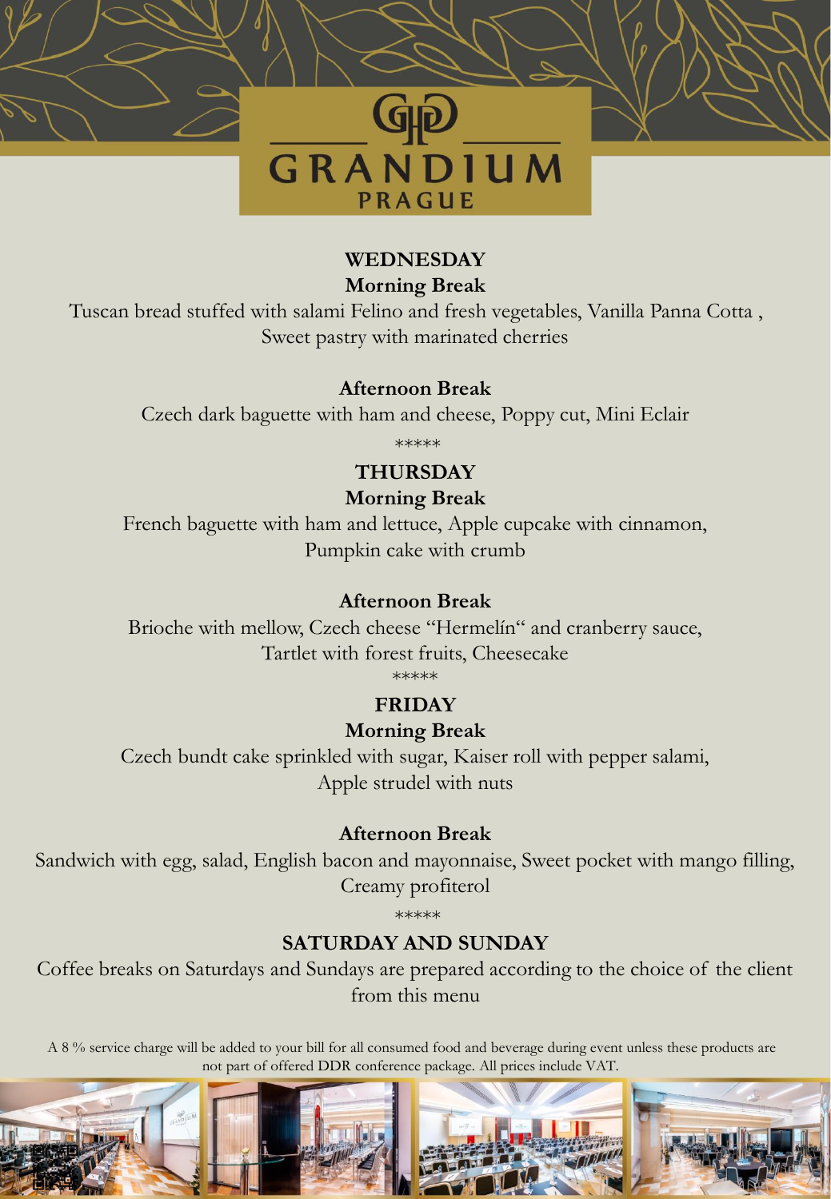GRANDIUM PRAGUE

## WEDNESDAY

### Morning Break

Tuscan bread stuffed with salami Felino and fresh vegetables, Vanilla Panna Cotta , Sweet pastry with marinated cherries

### Afternoon Break

Czech dark baguette with ham and cheese, Poppy cut, Mini Eclair

*****

## THURSDAY

### Morning Break

French baguette with ham and lettuce, Apple cupcake with cinnamon, Pumpkin cake with crumb

### Afternoon Break

Brioche with mellow, Czech cheese "Hermelín" and cranberry sauce, Tartlet with forest fruits, Cheesecake

*****

## FRIDAY

### Morning Break

Czech bundt cake sprinkled with sugar, Kaiser roll with pepper salami, Apple strudel with nuts

### Afternoon Break

Sandwich with egg, salad, English bacon and mayonnaise, Sweet pocket with mango filling, Creamy profiterol

*****

## SATURDAY AND SUNDAY

Coffee breaks on Saturdays and Sundays are prepared according to the choice of the client from this menu

A 8 % service charge will be added to your bill for all consumed food and beverage during event unless these products are not part of offered DDR conference package. All prices include VAT.